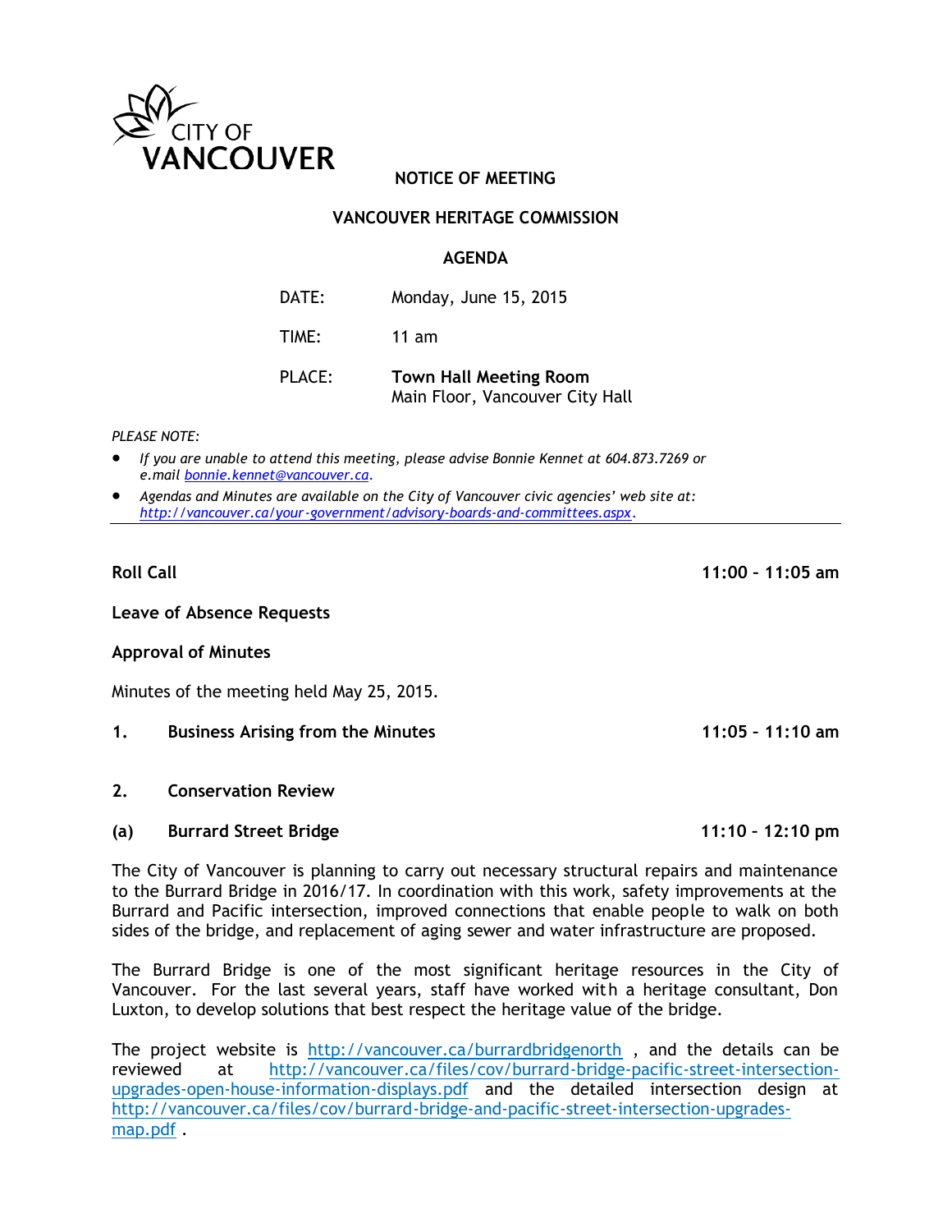CITY OF VANCOUVER

# NOTICE OF MEETING

## VANCOUVER HERITAGE COMMISSION

## AGENDA

DATE: Monday, June 15, 2015

TIME: 11 am

PLACE: **Town Hall Meeting Room**
Main Floor, Vancouver City Hall

*PLEASE NOTE:*

- *If you are unable to attend this meeting, please advise Bonnie Kennet at 604.873.7269 or e.mail [bonnie.kennet@vancouver.ca](mailto:bonnie.kennet@vancouver.ca).*
- *Agendas and Minutes are available on the City of Vancouver civic agencies' web site at: [http://vancouver.ca/your-government/advisory-boards-and-committees.aspx](http://vancouver.ca/your-government/advisory-boards-and-committees.aspx).*

---

**Roll Call** **11:00 – 11:05 am**

**Leave of Absence Requests**

**Approval of Minutes**

Minutes of the meeting held May 25, 2015.

**1. Business Arising from the Minutes** **11:05 – 11:10 am**

**2. Conservation Review**

**(a) Burrard Street Bridge** **11:10 – 12:10 pm**

The City of Vancouver is planning to carry out necessary structural repairs and maintenance to the Burrard Bridge in 2016/17. In coordination with this work, safety improvements at the Burrard and Pacific intersection, improved connections that enable people to walk on both sides of the bridge, and replacement of aging sewer and water infrastructure are proposed.

The Burrard Bridge is one of the most significant heritage resources in the City of Vancouver. For the last several years, staff have worked with a heritage consultant, Don Luxton, to develop solutions that best respect the heritage value of the bridge.

The project website is [http://vancouver.ca/burrardbridgenorth](http://vancouver.ca/burrardbridgenorth) , and the details can be reviewed at [http://vancouver.ca/files/cov/burrard-bridge-pacific-street-intersection-upgrades-open-house-information-displays.pdf](http://vancouver.ca/files/cov/burrard-bridge-pacific-street-intersection-upgrades-open-house-information-displays.pdf) and the detailed intersection design at [http://vancouver.ca/files/cov/burrard-bridge-and-pacific-street-intersection-upgrades-map.pdf](http://vancouver.ca/files/cov/burrard-bridge-and-pacific-street-intersection-upgrades-map.pdf) .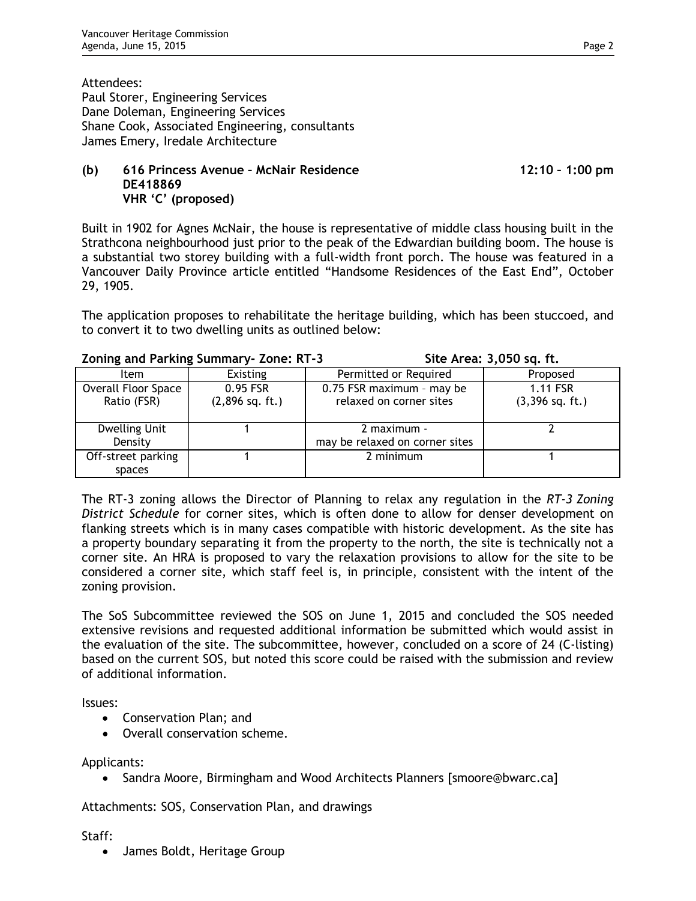Attendees:
Paul Storer, Engineering Services
Dane Doleman, Engineering Services
Shane Cook, Associated Engineering, consultants
James Emery, Iredale Architecture

**(b) 616 Princess Avenue – McNair Residence — 12:10 – 1:00 pm**
**DE418869**
**VHR 'C' (proposed)**

Built in 1902 for Agnes McNair, the house is representative of middle class housing built in the Strathcona neighbourhood just prior to the peak of the Edwardian building boom. The house is a substantial two storey building with a full-width front porch. The house was featured in a Vancouver Daily Province article entitled "Handsome Residences of the East End", October 29, 1905.

The application proposes to rehabilitate the heritage building, which has been stuccoed, and to convert it to two dwelling units as outlined below:

**Zoning and Parking Summary- Zone: RT-3 — Site Area: 3,050 sq. ft.**

| Item | Existing | Permitted or Required | Proposed |
|---|---|---|---|
| Overall Floor Space Ratio (FSR) | 0.95 FSR (2,896 sq. ft.) | 0.75 FSR maximum – may be relaxed on corner sites | 1.11 FSR (3,396 sq. ft.) |
| Dwelling Unit Density | 1 | 2 maximum - may be relaxed on corner sites | 2 |
| Off-street parking spaces | 1 | 2 minimum | 1 |

The RT-3 zoning allows the Director of Planning to relax any regulation in the *RT-3 Zoning District Schedule* for corner sites, which is often done to allow for denser development on flanking streets which is in many cases compatible with historic development. As the site has a property boundary separating it from the property to the north, the site is technically not a corner site. An HRA is proposed to vary the relaxation provisions to allow for the site to be considered a corner site, which staff feel is, in principle, consistent with the intent of the zoning provision.

The SoS Subcommittee reviewed the SOS on June 1, 2015 and concluded the SOS needed extensive revisions and requested additional information be submitted which would assist in the evaluation of the site. The subcommittee, however, concluded on a score of 24 (C-listing) based on the current SOS, but noted this score could be raised with the submission and review of additional information.

Issues:

- Conservation Plan; and
- Overall conservation scheme.

Applicants:

- Sandra Moore, Birmingham and Wood Architects Planners [smoore@bwarc.ca]

Attachments: SOS, Conservation Plan, and drawings

Staff:

- James Boldt, Heritage Group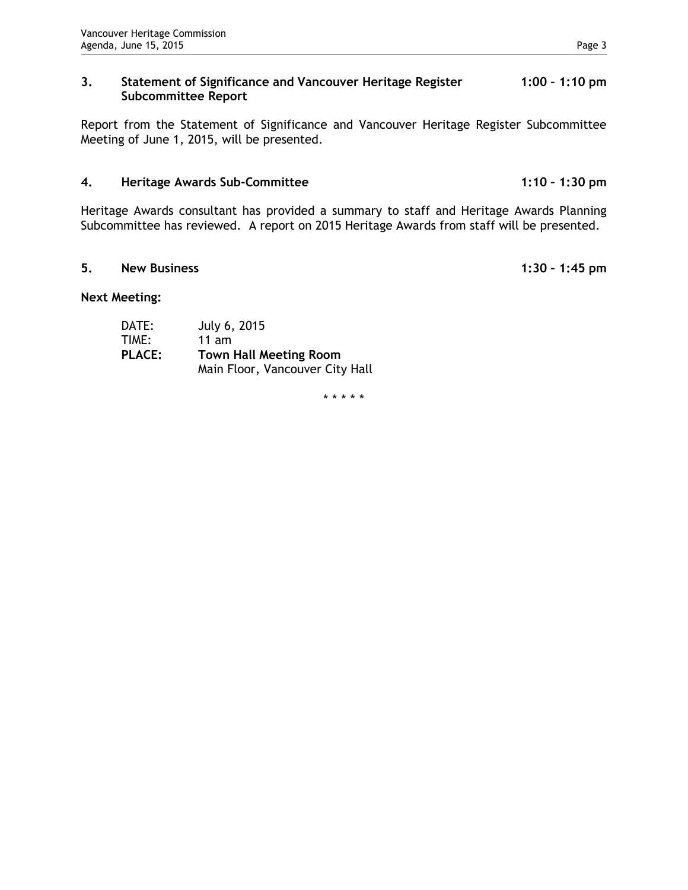### 3. Statement of Significance and Vancouver Heritage Register Subcommittee Report — 1:00 – 1:10 pm

Report from the Statement of Significance and Vancouver Heritage Register Subcommittee Meeting of June 1, 2015, will be presented.

### 4. Heritage Awards Sub-Committee — 1:10 – 1:30 pm

Heritage Awards consultant has provided a summary to staff and Heritage Awards Planning Subcommittee has reviewed. A report on 2015 Heritage Awards from staff will be presented.

### 5. New Business — 1:30 – 1:45 pm

**Next Meeting:**

DATE: July 6, 2015
TIME: 11 am
**PLACE:** **Town Hall Meeting Room**
Main Floor, Vancouver City Hall

* * * * *